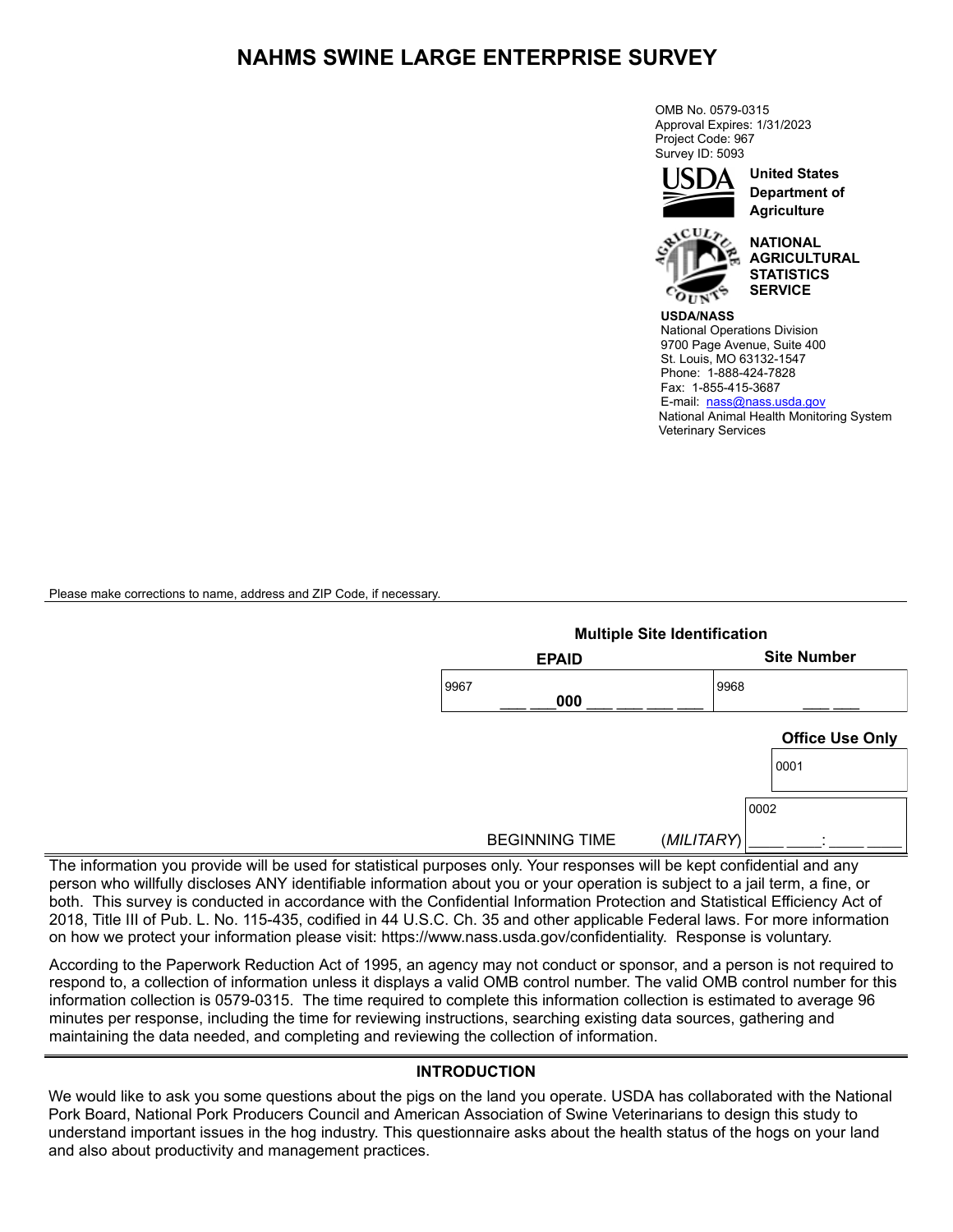# NAHMS SWINE LARGE ENTERPRISE SURVEY

OMB No. 0579-0315
Approval Expires: 1/31/2023
Project Code: 967
Survey ID: 5093

**United States Department of Agriculture**

**NATIONAL AGRICULTURAL STATISTICS SERVICE**

**USDA/NASS**
National Operations Division
9700 Page Avenue, Suite 400
St. Louis, MO 63132-1547
Phone: 1-888-424-7828
Fax: 1-855-415-3687
E-mail: nass@nass.usda.gov
National Animal Health Monitoring System
Veterinary Services

Please make corrections to name, address and ZIP Code, if necessary.

**Multiple Site Identification**

| **EPAID** | **Site Number** |
|---|---|
| 9967 ___ ___000 ___ ___ ___ ___ | 9968 ___ ___ |

**Office Use Only**

| 0001 |
|---|

BEGINNING TIME (*MILITARY*) 0002 ____ ____: ____ ____

The information you provide will be used for statistical purposes only. Your responses will be kept confidential and any person who willfully discloses ANY identifiable information about you or your operation is subject to a jail term, a fine, or both. This survey is conducted in accordance with the Confidential Information Protection and Statistical Efficiency Act of 2018, Title III of Pub. L. No. 115-435, codified in 44 U.S.C. Ch. 35 and other applicable Federal laws. For more information on how we protect your information please visit: https://www.nass.usda.gov/confidentiality. Response is voluntary.

According to the Paperwork Reduction Act of 1995, an agency may not conduct or sponsor, and a person is not required to respond to, a collection of information unless it displays a valid OMB control number. The valid OMB control number for this information collection is 0579-0315. The time required to complete this information collection is estimated to average 96 minutes per response, including the time for reviewing instructions, searching existing data sources, gathering and maintaining the data needed, and completing and reviewing the collection of information.

## INTRODUCTION

We would like to ask you some questions about the pigs on the land you operate. USDA has collaborated with the National Pork Board, National Pork Producers Council and American Association of Swine Veterinarians to design this study to understand important issues in the hog industry. This questionnaire asks about the health status of the hogs on your land and also about productivity and management practices.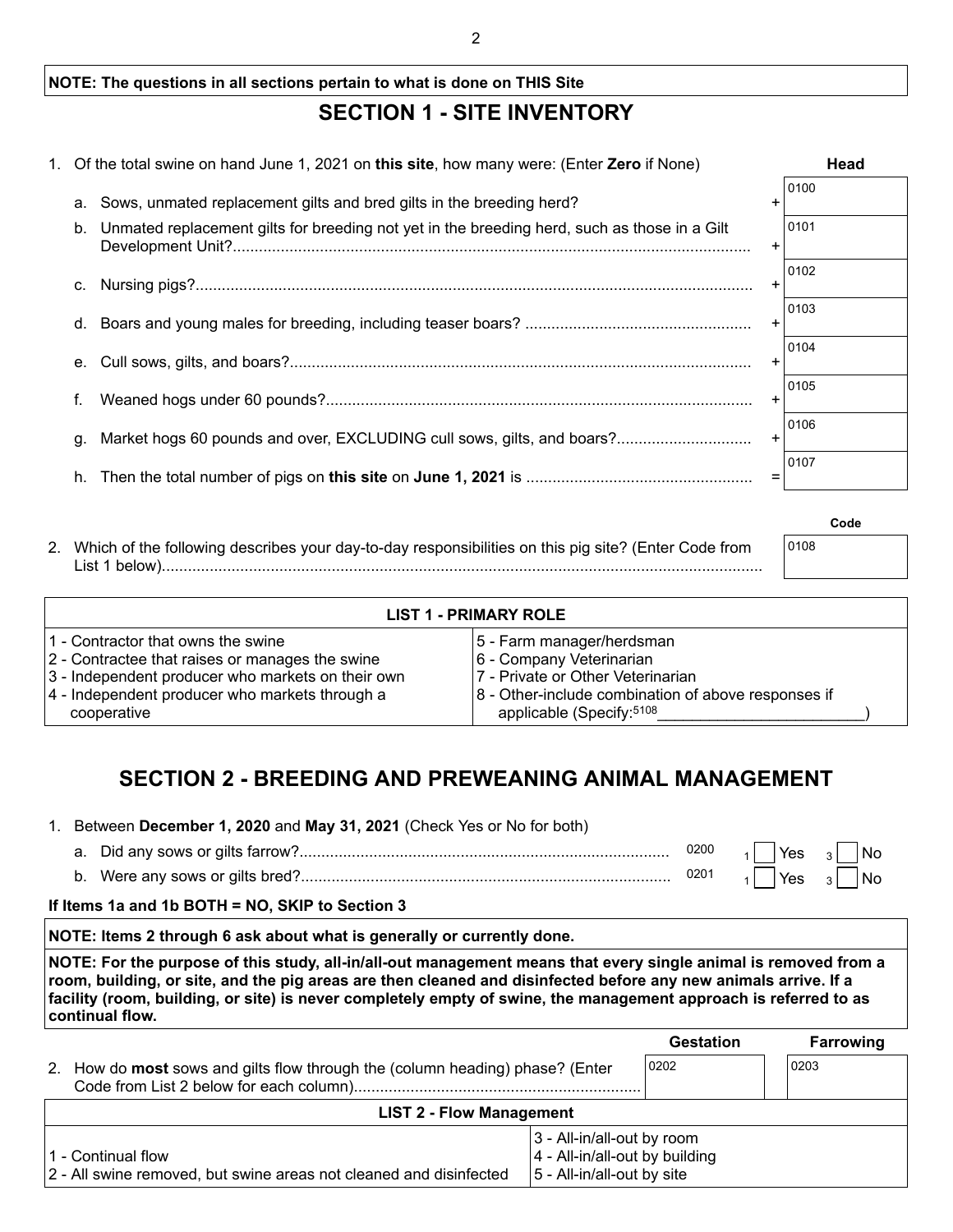**NOTE: The questions in all sections pertain to what is done on THIS Site**

## SECTION 1 - SITE INVENTORY

1. Of the total swine on hand June 1, 2021 on **this site**, how many were: (Enter **Zero** if None)

| | | | **Head** |
|---|---|---|---|
| a. | Sows, unmated replacement gilts and bred gilts in the breeding herd? | + | 0100 |
| b. | Unmated replacement gilts for breeding not yet in the breeding herd, such as those in a Gilt Development Unit? | + | 0101 |
| c. | Nursing pigs? | + | 0102 |
| d. | Boars and young males for breeding, including teaser boars? | + | 0103 |
| e. | Cull sows, gilts, and boars? | + | 0104 |
| f. | Weaned hogs under 60 pounds? | + | 0105 |
| g. | Market hogs 60 pounds and over, EXCLUDING cull sows, gilts, and boars? | + | 0106 |
| h. | Then the total number of pigs on **this site** on **June 1, 2021** is | = | 0107 |

2. Which of the following describes your day-to-day responsibilities on this pig site? (Enter Code from List 1 below) — **Code** 0108

| **LIST 1 - PRIMARY ROLE** | |
|---|---|
| 1 - Contractor that owns the swine | 5 - Farm manager/herdsman |
| 2 - Contractee that raises or manages the swine | 6 - Company Veterinarian |
| 3 - Independent producer who markets on their own | 7 - Private or Other Veterinarian |
| 4 - Independent producer who markets through a cooperative | 8 - Other-include combination of above responses if applicable (Specify:5108 ________________________) |

## SECTION 2 - BREEDING AND PREWEANING ANIMAL MANAGEMENT

1. Between **December 1, 2020** and **May 31, 2021** (Check Yes or No for both)

   a. Did any sows or gilts farrow? 0200 — 1 ☐ Yes 3 ☐ No

   b. Were any sows or gilts bred? 0201 — 1 ☐ Yes 3 ☐ No

**If Items 1a and 1b BOTH = NO, SKIP to Section 3**

**NOTE: Items 2 through 6 ask about what is generally or currently done.**

**NOTE: For the purpose of this study, all-in/all-out management means that every single animal is removed from a room, building, or site, and the pig areas are then cleaned and disinfected before any new animals arrive. If a facility (room, building, or site) is never completely empty of swine, the management approach is referred to as continual flow.**

| | **Gestation** | **Farrowing** |
|---|---|---|
| 2. How do **most** sows and gilts flow through the (column heading) phase? (Enter Code from List 2 below for each column) | 0202 | 0203 |

| **LIST 2 - Flow Management** | |
|---|---|
| 1 - Continual flow | 3 - All-in/all-out by room |
| 2 - All swine removed, but swine areas not cleaned and disinfected | 4 - All-in/all-out by building |
| | 5 - All-in/all-out by site |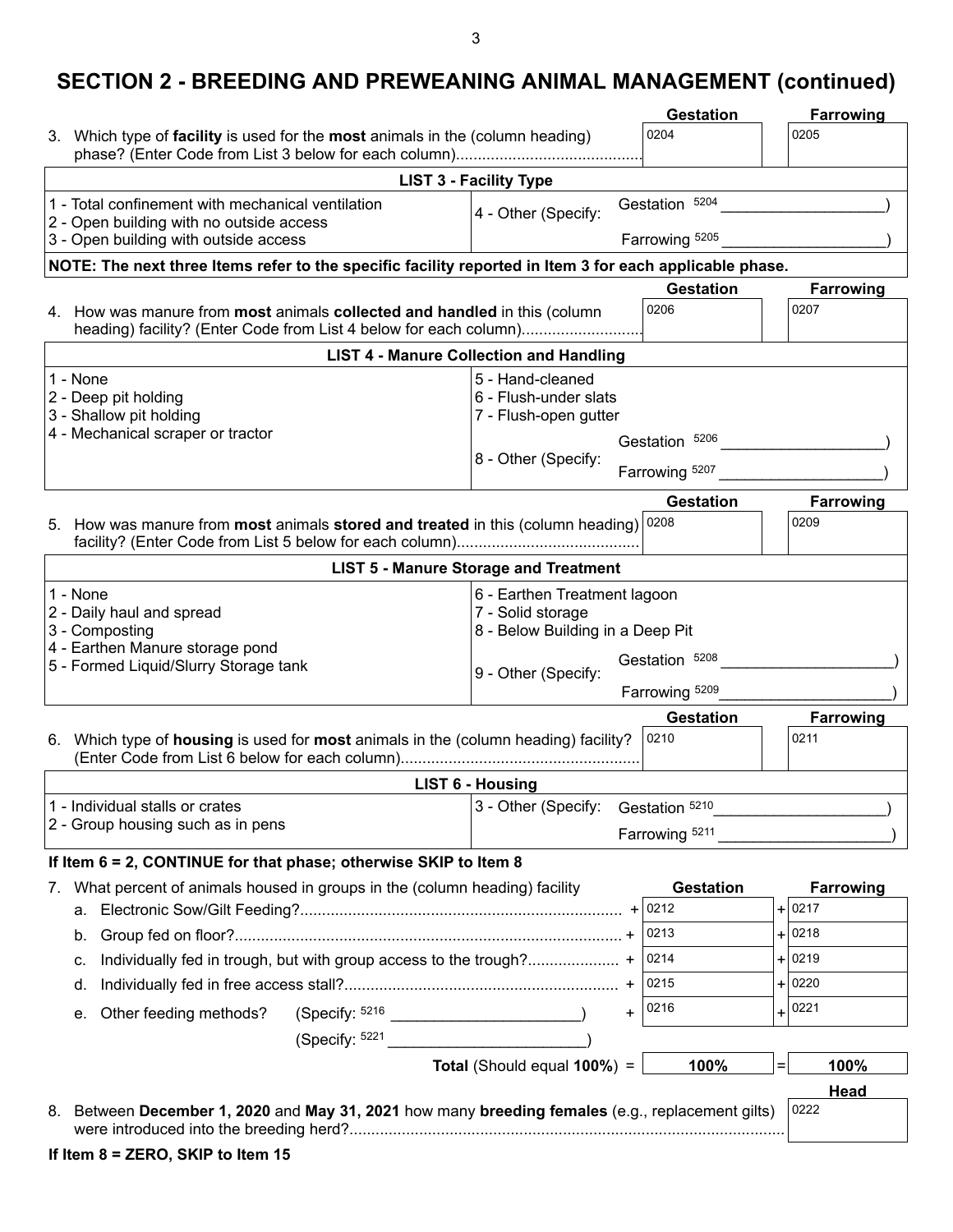## SECTION 2 - BREEDING AND PREWEANING ANIMAL MANAGEMENT (continued)

| | Gestation | Farrowing |
|---|---|---|
| 3. Which type of **facility** is used for the **most** animals in the (column heading) phase? (Enter Code from List 3 below for each column)........................................... | 0204 | 0205 |

**LIST 3 - Facility Type**

| | |
|---|---|
| 1 - Total confinement with mechanical ventilation<br>2 - Open building with no outside access<br>3 - Open building with outside access | 4 - Other (Specify: Gestation 5204 ____________________)<br>Farrowing 5205 ____________________) |

**NOTE: The next three Items refer to the specific facility reported in Item 3 for each applicable phase.**

| | Gestation | Farrowing |
|---|---|---|
| 4. How was manure from **most** animals **collected and handled** in this (column heading) facility? (Enter Code from List 4 below for each column)........................... | 0206 | 0207 |

**LIST 4 - Manure Collection and Handling**

| | |
|---|---|
| 1 - None<br>2 - Deep pit holding<br>3 - Shallow pit holding<br>4 - Mechanical scraper or tractor | 5 - Hand-cleaned<br>6 - Flush-under slats<br>7 - Flush-open gutter<br>8 - Other (Specify: Gestation 5206 ____________________)<br>Farrowing 5207 ____________________) |

| | Gestation | Farrowing |
|---|---|---|
| 5. How was manure from **most** animals **stored and treated** in this (column heading) facility? (Enter Code from List 5 below for each column)......................................... | 0208 | 0209 |

**LIST 5 - Manure Storage and Treatment**

| | |
|---|---|
| 1 - None<br>2 - Daily haul and spread<br>3 - Composting<br>4 - Earthen Manure storage pond<br>5 - Formed Liquid/Slurry Storage tank | 6 - Earthen Treatment lagoon<br>7 - Solid storage<br>8 - Below Building in a Deep Pit<br>9 - Other (Specify: Gestation 5208 ____________________)<br>Farrowing 5209 ____________________) |

| | Gestation | Farrowing |
|---|---|---|
| 6. Which type of **housing** is used for **most** animals in the (column heading) facility? (Enter Code from List 6 below for each column)...................................................... | 0210 | 0211 |

**LIST 6 - Housing**

| | |
|---|---|
| 1 - Individual stalls or crates<br>2 - Group housing such as in pens | 3 - Other (Specify: Gestation 5210 ____________________)<br>Farrowing 5211 ____________________) |

**If Item 6 = 2, CONTINUE for that phase; otherwise SKIP to Item 8**

| 7. What percent of animals housed in groups in the (column heading) facility | Gestation | Farrowing |
|---|---|---|
| a. Electronic Sow/Gilt Feeding?......................................................................... + | 0212 | + 0217 |
| b. Group fed on floor?........................................................................................ + | 0213 | + 0218 |
| c. Individually fed in trough, but with group access to the trough?..................... + | 0214 | + 0219 |
| d. Individually fed in free access stall?............................................................... + | 0215 | + 0220 |
| e. Other feeding methods? (Specify: 5216 ______________________) +<br>(Specify: 5221 ________________________) | 0216 | + 0221 |
| **Total** (Should equal **100%**) = | **100%** | = **100%** |

| | Head |
|---|---|
| 8. Between **December 1, 2020** and **May 31, 2021** how many **breeding females** (e.g., replacement gilts) were introduced into the breeding herd?................................................................................................... | 0222 |

**If Item 8 = ZERO, SKIP to Item 15**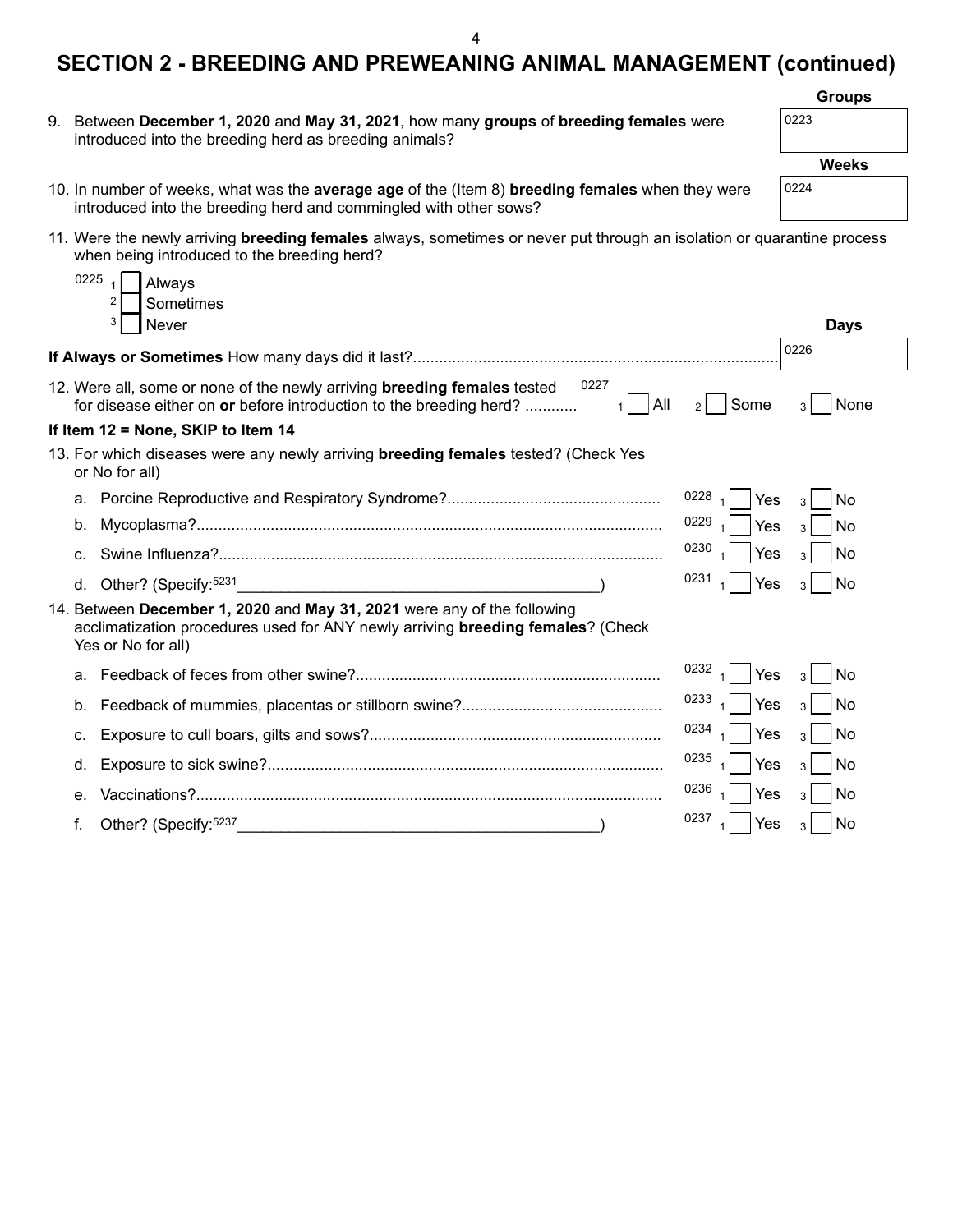# SECTION 2 - BREEDING AND PREWEANING ANIMAL MANAGEMENT (continued)

9. Between **December 1, 2020** and **May 31, 2021**, how many **groups** of **breeding females** were introduced into the breeding herd as breeding animals?

   **Groups** 0223 ______

10. In number of weeks, what was the **average age** of the (Item 8) **breeding females** when they were introduced into the breeding herd and commingled with other sows?

    **Weeks** 0224 ______

11. Were the newly arriving **breeding females** always, sometimes or never put through an isolation or quarantine process when being introduced to the breeding herd?

    0225
    1 ☐ Always
    2 ☐ Sometimes
    3 ☐ Never

**If Always or Sometimes** How many days did it last?....................................................................................... **Days** 0226 ______

12. Were all, some or none of the newly arriving **breeding females** tested for disease either on **or** before introduction to the breeding herd? ............ 0227 1 ☐ All 2 ☐ Some 3 ☐ None

**If Item 12 = None, SKIP to Item 14**

13. For which diseases were any newly arriving **breeding females** tested? (Check Yes or No for all)

    a. Porcine Reproductive and Respiratory Syndrome?................................................ 0228 1 ☐ Yes 3 ☐ No
    b. Mycoplasma?.......................................................................................................... 0229 1 ☐ Yes 3 ☐ No
    c. Swine Influenza?..................................................................................................... 0230 1 ☐ Yes 3 ☐ No
    d. Other? (Specify:5231 ____________________________________________) 0231 1 ☐ Yes 3 ☐ No

14. Between **December 1, 2020** and **May 31, 2021** were any of the following acclimatization procedures used for ANY newly arriving **breeding females**? (Check Yes or No for all)

    a. Feedback of feces from other swine?..................................................................... 0232 1 ☐ Yes 3 ☐ No
    b. Feedback of mummies, placentas or stillborn swine?............................................. 0233 1 ☐ Yes 3 ☐ No
    c. Exposure to cull boars, gilts and sows?.................................................................. 0234 1 ☐ Yes 3 ☐ No
    d. Exposure to sick swine?.......................................................................................... 0235 1 ☐ Yes 3 ☐ No
    e. Vaccinations?.......................................................................................................... 0236 1 ☐ Yes 3 ☐ No
    f. Other? (Specify:5237 ____________________________________________) 0237 1 ☐ Yes 3 ☐ No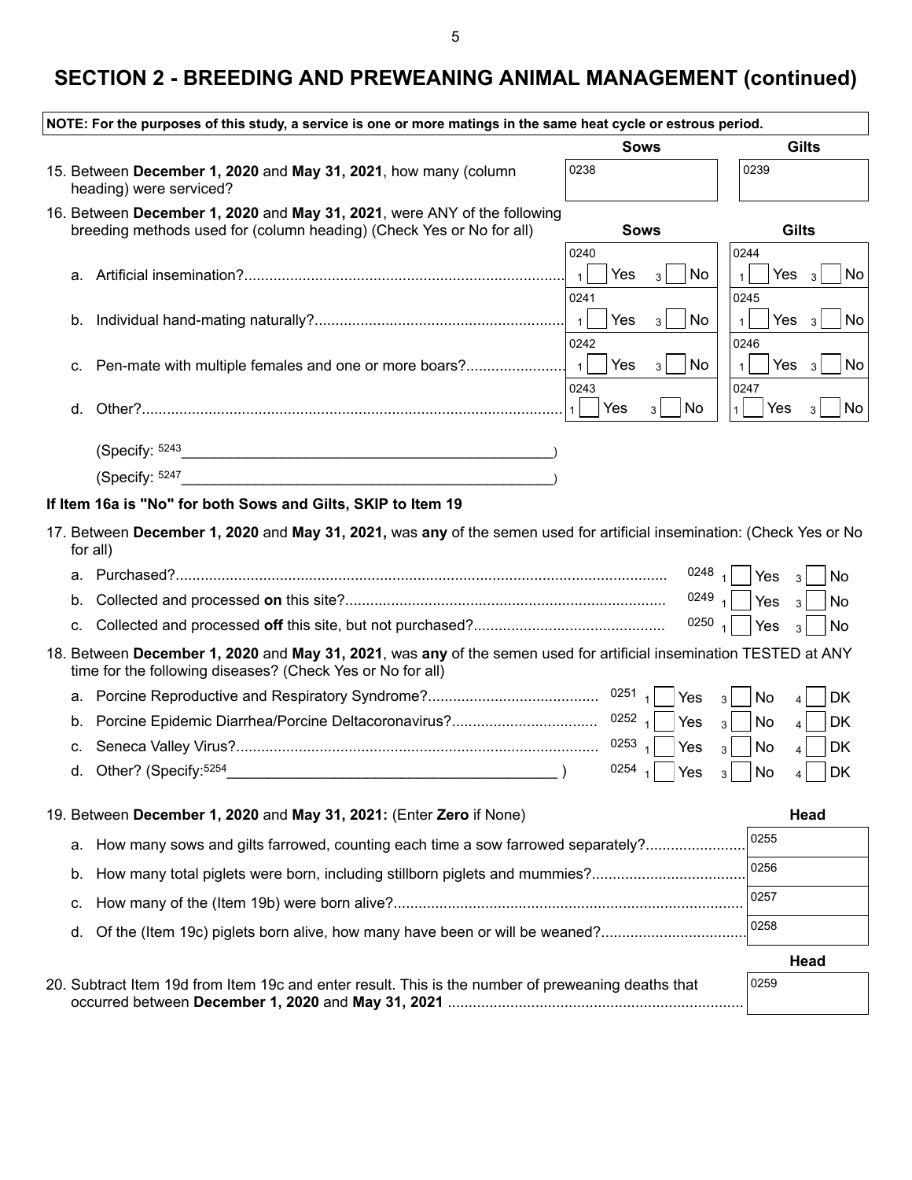# SECTION 2 - BREEDING AND PREWEANING ANIMAL MANAGEMENT (continued)

**NOTE: For the purposes of this study, a service is one or more matings in the same heat cycle or estrous period.**

| | Sows | Gilts |
|---|---|---|
| 15. Between **December 1, 2020** and **May 31, 2021**, how many (column heading) were serviced? | 0238 | 0239 |

16. Between **December 1, 2020** and **May 31, 2021**, were ANY of the following breeding methods used for (column heading) (Check Yes or No for all)

| | Sows | Gilts |
|---|---|---|
| a. Artificial insemination? | 0240 ₁ ☐ Yes ₃ ☐ No | 0244 ₁ ☐ Yes ₃ ☐ No |
| b. Individual hand-mating naturally? | 0241 ₁ ☐ Yes ₃ ☐ No | 0245 ₁ ☐ Yes ₃ ☐ No |
| c. Pen-mate with multiple females and one or more boars? | 0242 ₁ ☐ Yes ₃ ☐ No | 0246 ₁ ☐ Yes ₃ ☐ No |
| d. Other? | 0243 ₁ ☐ Yes ₃ ☐ No | 0247 ₁ ☐ Yes ₃ ☐ No |

(Specify: 5243 ______________________________________________)

(Specify: 5247 ______________________________________________)

**If Item 16a is "No" for both Sows and Gilts, SKIP to Item 19**

17. Between **December 1, 2020** and **May 31, 2021,** was **any** of the semen used for artificial insemination: (Check Yes or No for all)

| | |
|---|---|
| a. Purchased? | 0248 ₁ ☐ Yes ₃ ☐ No |
| b. Collected and processed **on** this site? | 0249 ₁ ☐ Yes ₃ ☐ No |
| c. Collected and processed **off** this site, but not purchased? | 0250 ₁ ☐ Yes ₃ ☐ No |

18. Between **December 1, 2020** and **May 31, 2021**, was **any** of the semen used for artificial insemination TESTED at ANY time for the following diseases? (Check Yes or No for all)

| | |
|---|---|
| a. Porcine Reproductive and Respiratory Syndrome? | 0251 ₁ ☐ Yes ₃ ☐ No ₄ ☐ DK |
| b. Porcine Epidemic Diarrhea/Porcine Deltacoronavirus? | 0252 ₁ ☐ Yes ₃ ☐ No ₄ ☐ DK |
| c. Seneca Valley Virus? | 0253 ₁ ☐ Yes ₃ ☐ No ₄ ☐ DK |
| d. Other? (Specify: 5254 ________________________________________ ) | 0254 ₁ ☐ Yes ₃ ☐ No ₄ ☐ DK |

| 19. Between **December 1, 2020** and **May 31, 2021:** (Enter **Zero** if None) | Head |
|---|---|
| a. How many sows and gilts farrowed, counting each time a sow farrowed separately? | 0255 |
| b. How many total piglets were born, including stillborn piglets and mummies? | 0256 |
| c. How many of the (Item 19b) were born alive? | 0257 |
| d. Of the (Item 19c) piglets born alive, how many have been or will be weaned? | 0258 |

| | Head |
|---|---|
| 20. Subtract Item 19d from Item 19c and enter result. This is the number of preweaning deaths that occurred between **December 1, 2020** and **May 31, 2021** | 0259 |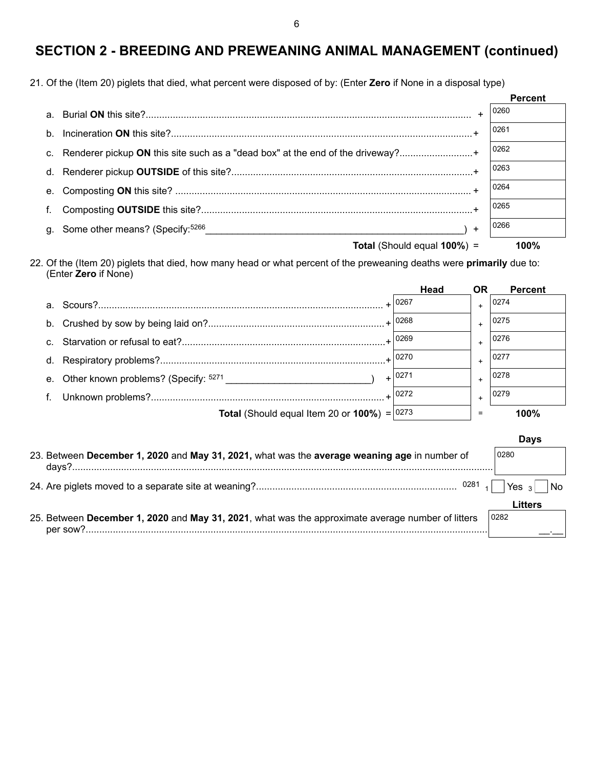## SECTION 2 - BREEDING AND PREWEANING ANIMAL MANAGEMENT (continued)

21. Of the (Item 20) piglets that died, what percent were disposed of by: (Enter **Zero** if None in a disposal type)

| | | | Percent |
|---|---|---|---|
| a. | Burial **ON** this site? | + | 0260 |
| b. | Incineration **ON** this site? | + | 0261 |
| c. | Renderer pickup **ON** this site such as a "dead box" at the end of the driveway? | + | 0262 |
| d. | Renderer pickup **OUTSIDE** of this site? | + | 0263 |
| e. | Composting **ON** this site? | + | 0264 |
| f. | Composting **OUTSIDE** this site? | + | 0265 |
| g. | Some other means? (Specify: 5266 ______________________________) | + | 0266 |
| | **Total** (Should equal **100%**) | = | **100%** |

22. Of the (Item 20) piglets that died, how many head or what percent of the preweaning deaths were **primarily** due to: (Enter **Zero** if None)

| | | | Head | OR | Percent |
|---|---|---|---|---|---|
| a. | Scours? | + | 0267 | + | 0274 |
| b. | Crushed by sow by being laid on? | + | 0268 | + | 0275 |
| c. | Starvation or refusal to eat? | + | 0269 | + | 0276 |
| d. | Respiratory problems? | + | 0270 | + | 0277 |
| e. | Other known problems? (Specify: 5271 ______________________) | + | 0271 | + | 0278 |
| f. | Unknown problems? | + | 0272 | + | 0279 |
| | **Total** (Should equal Item 20 or **100%**) | = | 0273 | = | **100%** |

| | Days |
|---|---|
| 23. Between **December 1, 2020** and **May 31, 2021,** what was the **average weaning age** in number of days? | 0280 |

24. Are piglets moved to a separate site at weaning? 0281 ₁ ☐ Yes ₃ ☐ No

| | Litters |
|---|---|
| 25. Between **December 1, 2020** and **May 31, 2021**, what was the approximate average number of litters per sow? | 0282 __.__ |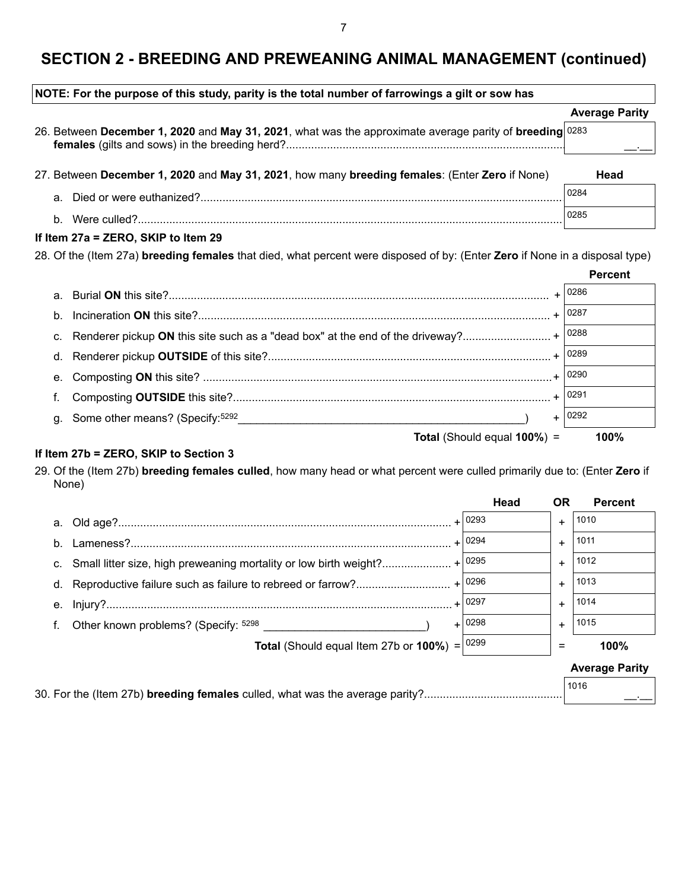## SECTION 2 - BREEDING AND PREWEANING ANIMAL MANAGEMENT (continued)

**NOTE: For the purpose of this study, parity is the total number of farrowings a gilt or sow has**

| | Average Parity |
|---|---|
| 26. Between **December 1, 2020** and **May 31, 2021**, what was the approximate average parity of **breeding females** (gilts and sows) in the breeding herd?........................................................................................ | 0283 \_\_.\_\_ |

| 27. Between **December 1, 2020** and **May 31, 2021**, how many **breeding females**: (Enter **Zero** if None) | Head |
|---|---|
| a. Died or were euthanized?.................................................................................................................. | 0284 |
| b. Were culled?...................................................................................................................................... | 0285 |

**If Item 27a = ZERO, SKIP to Item 29**

28. Of the (Item 27a) **breeding females** that died, what percent were disposed of by: (Enter **Zero** if None in a disposal type)

| | | Percent |
|---|---|---|
| a. Burial **ON** this site?......................................................................................................... | + | 0286 |
| b. Incineration **ON** this site?................................................................................................ | + | 0287 |
| c. Renderer pickup **ON** this site such as a "dead box" at the end of the driveway?............................ | + | 0288 |
| d. Renderer pickup **OUTSIDE** of this site?.......................................................................... | + | 0289 |
| e. Composting **ON** this site? ................................................................................................ | + | 0290 |
| f. Composting **OUTSIDE** this site?...................................................................................... | + | 0291 |
| g. Some other means? (Specify:5292\_\_\_\_\_\_\_\_\_\_\_\_\_\_\_\_\_\_\_\_\_\_\_\_\_\_\_\_\_\_\_\_\_\_\_\_\_\_\_\_\_\_\_\_\_\_\_\_) | + | 0292 |
| **Total** (Should equal **100%**) | = | **100%** |

**If Item 27b = ZERO, SKIP to Section 3**

29. Of the (Item 27b) **breeding females culled**, how many head or what percent were culled primarily due to: (Enter **Zero** if None)

| | | Head | OR | Percent |
|---|---|---|---|---|
| a. Old age?......................................................................................................... | + | 0293 | + | 1010 |
| b. Lameness?..................................................................................................... | + | 0294 | + | 1011 |
| c. Small litter size, high preweaning mortality or low birth weight?...................... | + | 0295 | + | 1012 |
| d. Reproductive failure such as failure to rebreed or farrow?.............................. | + | 0296 | + | 1013 |
| e. Injury?............................................................................................................. | + | 0297 | + | 1014 |
| f. Other known problems? (Specify: 5298 \_\_\_\_\_\_\_\_\_\_\_\_\_\_\_\_\_\_\_\_\_\_\_\_\_\_) | + | 0298 | + | 1015 |
| **Total** (Should equal Item 27b or **100%**) | = | 0299 | = | **100%** |

| | Average Parity |
|---|---|
| 30. For the (Item 27b) **breeding females** culled, what was the average parity?............................................ | 1016 \_\_.\_\_ |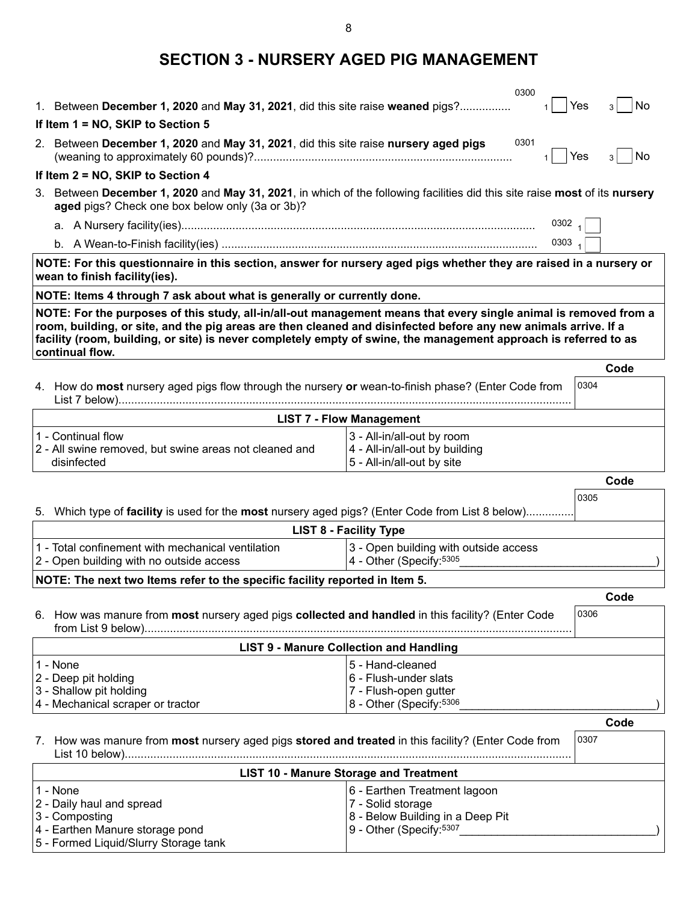# SECTION 3 - NURSERY AGED PIG MANAGEMENT

1. Between **December 1, 2020** and **May 31, 2021**, did this site raise **weaned** pigs? ................ 0300 ₁ ☐ Yes ₃ ☐ No

**If Item 1 = NO, SKIP to Section 5**

2. Between **December 1, 2020** and **May 31, 2021**, did this site raise **nursery aged pigs** (weaning to approximately 60 pounds)? ................ 0301 ₁ ☐ Yes ₃ ☐ No

**If Item 2 = NO, SKIP to Section 4**

3. Between **December 1, 2020** and **May 31, 2021**, in which of the following facilities did this site raise **most** of its **nursery aged** pigs? Check one box below only (3a or 3b)?

   a. A Nursery facility(ies) ................ 0302 ₁ ☐

   b. A Wean-to-Finish facility(ies) ................ 0303 ₁ ☐

**NOTE: For this questionnaire in this section, answer for nursery aged pigs whether they are raised in a nursery or wean to finish facility(ies).**

**NOTE: Items 4 through 7 ask about what is generally or currently done.**

**NOTE: For the purposes of this study, all-in/all-out management means that every single animal is removed from a room, building, or site, and the pig areas are then cleaned and disinfected before any new animals arrive. If a facility (room, building, or site) is never completely empty of swine, the management approach is referred to as continual flow.**

| | Code |
|---|---|
| 4. How do **most** nursery aged pigs flow through the nursery **or** wean-to-finish phase? (Enter Code from List 7 below) ................ | 0304 |

| **LIST 7 - Flow Management** | |
|---|---|
| 1 - Continual flow | 3 - All-in/all-out by room |
| 2 - All swine removed, but swine areas not cleaned and disinfected | 4 - All-in/all-out by building |
| | 5 - All-in/all-out by site |

| | Code |
|---|---|
| 5. Which type of **facility** is used for the **most** nursery aged pigs? (Enter Code from List 8 below) ................ | 0305 |

| **LIST 8 - Facility Type** | |
|---|---|
| 1 - Total confinement with mechanical ventilation | 3 - Open building with outside access |
| 2 - Open building with no outside access | 4 - Other (Specify: 5305 ________________) |

**NOTE: The next two Items refer to the specific facility reported in Item 5.**

| | Code |
|---|---|
| 6. How was manure from **most** nursery aged pigs **collected and handled** in this facility? (Enter Code from List 9 below) ................ | 0306 |

| **LIST 9 - Manure Collection and Handling** | |
|---|---|
| 1 - None | 5 - Hand-cleaned |
| 2 - Deep pit holding | 6 - Flush-under slats |
| 3 - Shallow pit holding | 7 - Flush-open gutter |
| 4 - Mechanical scraper or tractor | 8 - Other (Specify: 5306 ________________) |

| | Code |
|---|---|
| 7. How was manure from **most** nursery aged pigs **stored and treated** in this facility? (Enter Code from List 10 below) ................ | 0307 |

| **LIST 10 - Manure Storage and Treatment** | |
|---|---|
| 1 - None | 6 - Earthen Treatment lagoon |
| 2 - Daily haul and spread | 7 - Solid storage |
| 3 - Composting | 8 - Below Building in a Deep Pit |
| 4 - Earthen Manure storage pond | 9 - Other (Specify: 5307 ________________) |
| 5 - Formed Liquid/Slurry Storage tank | |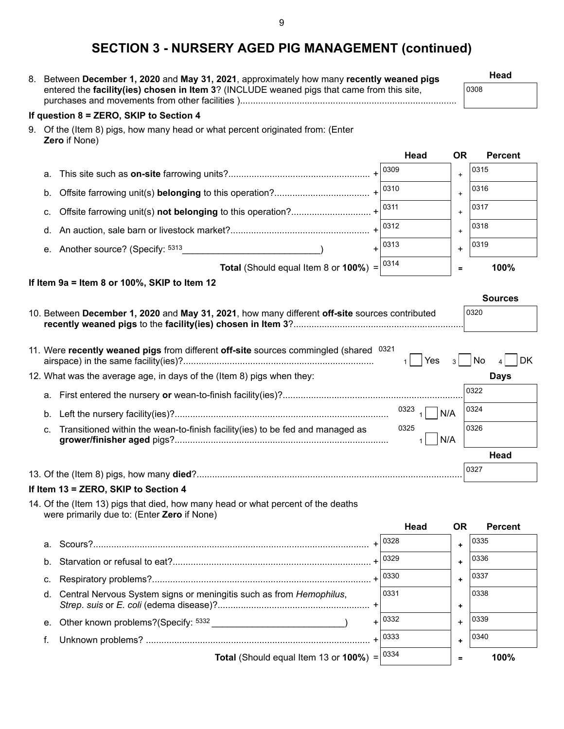## SECTION 3 - NURSERY AGED PIG MANAGEMENT (continued)

8. Between **December 1, 2020** and **May 31, 2021**, approximately how many **recently weaned pigs** entered the **facility(ies) chosen in Item 3**? (INCLUDE weaned pigs that came from this site, purchases and movements from other facilities )....................................................................................

| | Head |
|---|---|
| | 0308 |

**If question 8 = ZERO, SKIP to Section 4**

9. Of the (Item 8) pigs, how many head or what percent originated from: (Enter **Zero** if None)

| | | Head | OR | Percent |
|---|---|---|---|---|
| a. This site such as **on-site** farrowing units?...................................................... | + | 0309 | + | 0315 |
| b. Offsite farrowing unit(s) **belonging** to this operation?.................................... | + | 0310 | + | 0316 |
| c. Offsite farrowing unit(s) **not belonging** to this operation?.............................. | + | 0311 | + | 0317 |
| d. An auction, sale barn or livestock market?..................................................... | + | 0312 | + | 0318 |
| e. Another source? (Specify: 5313___________________________) | + | 0313 | + | 0319 |
| **Total** (Should equal Item 8 or **100%**) | = | 0314 | = | **100%** |

**If Item 9a = Item 8 or 100%, SKIP to Item 12**

10. Between **December 1, 2020** and **May 31, 2021**, how many different **off-site** sources contributed **recently weaned pigs** to the **facility(ies) chosen in Item 3**?.................................................................

| | Sources |
|---|---|
| | 0320 |

11. Were **recently weaned pigs** from different **off-site** sources commingled (shared airspace) in the same facility(ies)?......................................................................... 0321 ☐ 1 Yes ☐ 3 No ☐ 4 DK

12. What was the average age, in days of the (Item 8) pigs when they:

| | | Days |
|---|---|---|
| a. First entered the nursery **or** wean-to-finish facility(ies)?...................................................................... | | 0322 |
| b. Left the nursery facility(ies)?.................................................................................. | 0323 ☐ 1 N/A | 0324 |
| c. Transitioned within the wean-to-finish facility(ies) to be fed and managed as **grower/finisher aged** pigs?.................................................................................. | 0325 ☐ 1 N/A | 0326 |

13. Of the (Item 8) pigs, how many **died**?......................................................................................................

| | Head |
|---|---|
| | 0327 |

**If Item 13 = ZERO, SKIP to Section 4**

14. Of the (Item 13) pigs that died, how many head or what percent of the deaths were primarily due to: (Enter **Zero** if None)

| | | Head | OR | Percent |
|---|---|---|---|---|
| a. Scours?.......................................................................................................... | + | 0328 | + | 0335 |
| b. Starvation or refusal to eat?............................................................................ | + | 0329 | + | 0336 |
| c. Respiratory problems?.................................................................................... | + | 0330 | + | 0337 |
| d. Central Nervous System signs or meningitis such as from *Hemophilus*, *Strep. suis* or *E. coli* (edema disease)?.......................................................... | + | 0331 | + | 0338 |
| e. Other known problems?(Specify: 5332 ___________________________) | + | 0332 | + | 0339 |
| f. Unknown problems? ...................................................................................... | + | 0333 | + | 0340 |
| **Total** (Should equal Item 13 or **100%**) | = | 0334 | = | **100%** |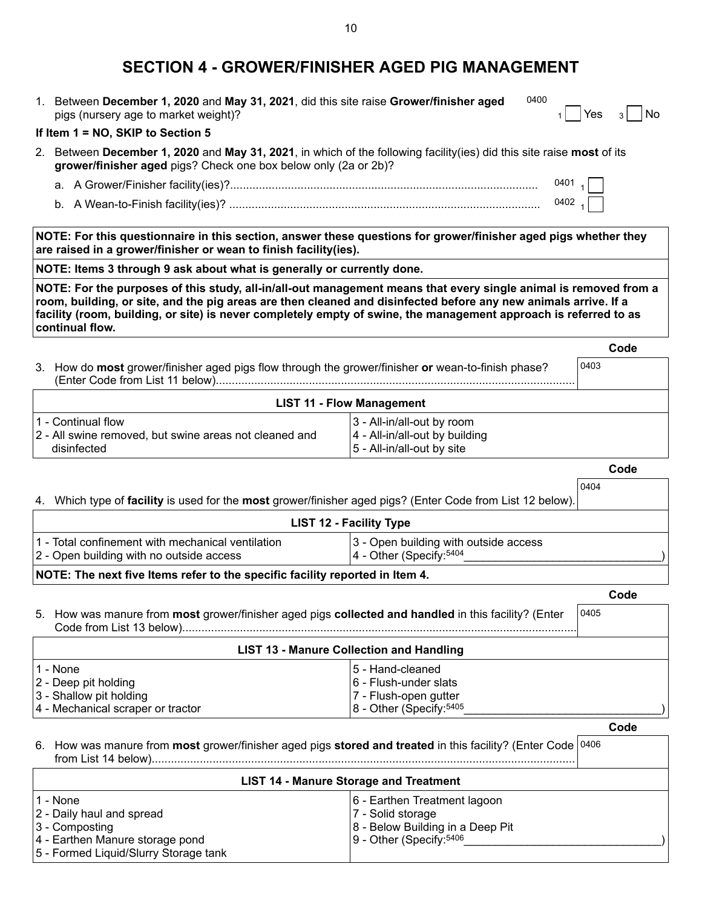# SECTION 4 - GROWER/FINISHER AGED PIG MANAGEMENT

1. Between **December 1, 2020** and **May 31, 2021**, did this site raise **Grower/finisher aged** pigs (nursery age to market weight)? 0400 ☐ 1 Yes ☐ 3 No

**If Item 1 = NO, SKIP to Section 5**

2. Between **December 1, 2020** and **May 31, 2021**, in which of the following facility(ies) did this site raise **most** of its **grower/finisher aged** pigs? Check one box below only (2a or 2b)?

   a. A Grower/Finisher facility(ies)?............................................................................................. 0401 ☐ 1

   b. A Wean-to-Finish facility(ies)? ............................................................................................. 0402 ☐ 1

**NOTE: For this questionnaire in this section, answer these questions for grower/finisher aged pigs whether they are raised in a grower/finisher or wean to finish facility(ies).**

**NOTE: Items 3 through 9 ask about what is generally or currently done.**

**NOTE: For the purposes of this study, all-in/all-out management means that every single animal is removed from a room, building, or site, and the pig areas are then cleaned and disinfected before any new animals arrive. If a facility (room, building, or site) is never completely empty of swine, the management approach is referred to as continual flow.**

| | Code |
|---|---|
| 3. How do **most** grower/finisher aged pigs flow through the grower/finisher **or** wean-to-finish phase? (Enter Code from List 11 below)............................................................................................................... | 0403 |

| LIST 11 - Flow Management | |
|---|---|
| 1 - Continual flow | 3 - All-in/all-out by room |
| 2 - All swine removed, but swine areas not cleaned and disinfected | 4 - All-in/all-out by building |
| | 5 - All-in/all-out by site |

| | Code |
|---|---|
| 4. Which type of **facility** is used for the **most** grower/finisher aged pigs? (Enter Code from List 12 below). | 0404 |

| LIST 12 - Facility Type | |
|---|---|
| 1 - Total confinement with mechanical ventilation | 3 - Open building with outside access |
| 2 - Open building with no outside access | 4 - Other (Specify: 5404 ________________________________) |

**NOTE: The next five Items refer to the specific facility reported in Item 4.**

| | Code |
|---|---|
| 5. How was manure from **most** grower/finisher aged pigs **collected and handled** in this facility? (Enter Code from List 13 below)............................................................................................................... | 0405 |

| LIST 13 - Manure Collection and Handling | |
|---|---|
| 1 - None | 5 - Hand-cleaned |
| 2 - Deep pit holding | 6 - Flush-under slats |
| 3 - Shallow pit holding | 7 - Flush-open gutter |
| 4 - Mechanical scraper or tractor | 8 - Other (Specify: 5405 ________________________________) |

| | Code |
|---|---|
| 6. How was manure from **most** grower/finisher aged pigs **stored and treated** in this facility? (Enter Code from List 14 below)............................................................................................................... | 0406 |

| LIST 14 - Manure Storage and Treatment | |
|---|---|
| 1 - None | 6 - Earthen Treatment lagoon |
| 2 - Daily haul and spread | 7 - Solid storage |
| 3 - Composting | 8 - Below Building in a Deep Pit |
| 4 - Earthen Manure storage pond | 9 - Other (Specify: 5406 ________________________________) |
| 5 - Formed Liquid/Slurry Storage tank | |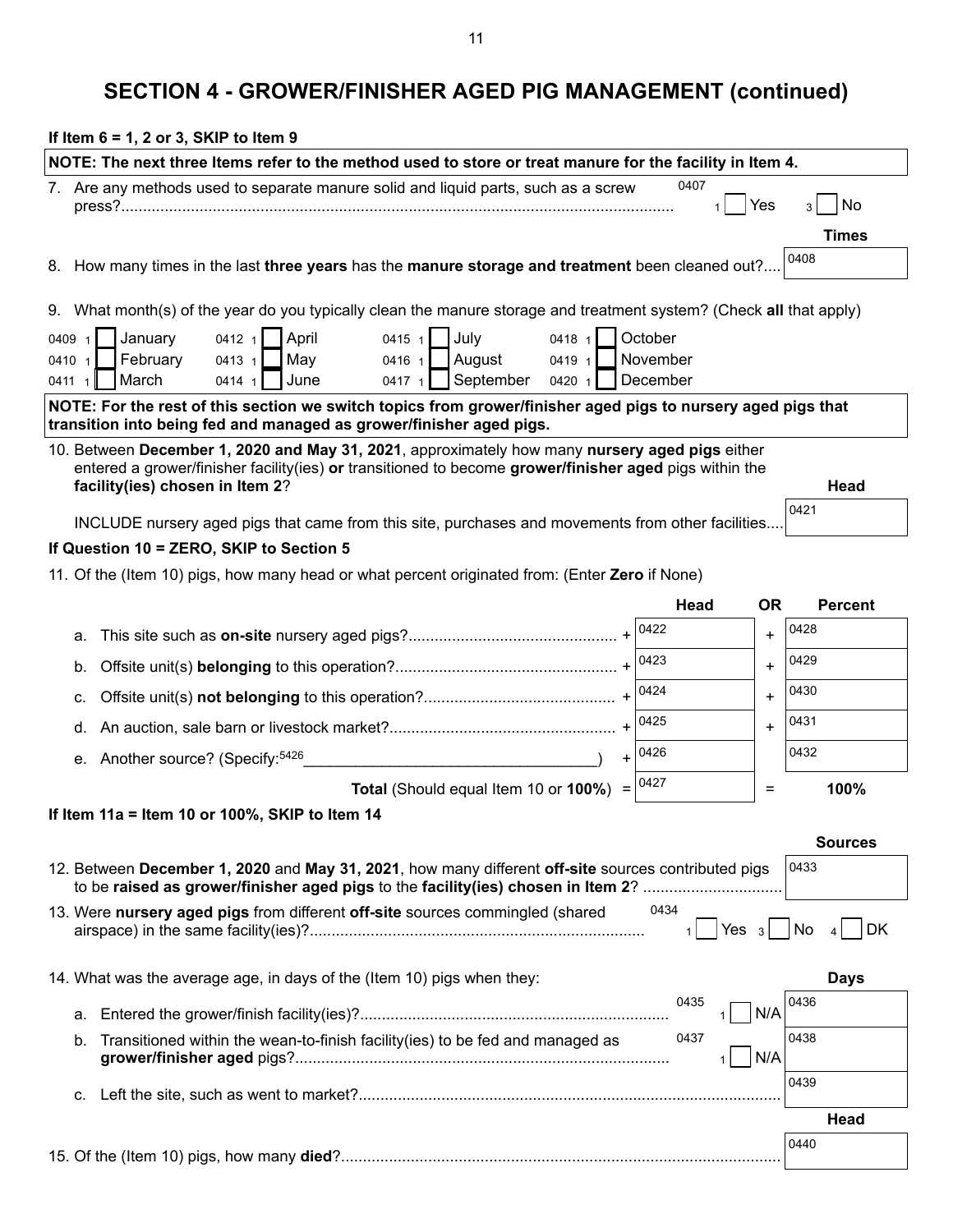## SECTION 4 - GROWER/FINISHER AGED PIG MANAGEMENT (continued)

**If Item 6 = 1, 2 or 3, SKIP to Item 9**

**NOTE: The next three Items refer to the method used to store or treat manure for the facility in Item 4.**

7. Are any methods used to separate manure solid and liquid parts, such as a screw press?.......... 0407 1 ☐ Yes 3 ☐ No

8. How many times in the last **three years** has the **manure storage and treatment** been cleaned out?.... **Times** 0408

9. What month(s) of the year do you typically clean the manure storage and treatment system? (Check **all** that apply)

| | | | |
|---|---|---|---|
| 0409 1 ☐ January | 0412 1 ☐ April | 0415 1 ☐ July | 0418 1 ☐ October |
| 0410 1 ☐ February | 0413 1 ☐ May | 0416 1 ☐ August | 0419 1 ☐ November |
| 0411 1 ☐ March | 0414 1 ☐ June | 0417 1 ☐ September | 0420 1 ☐ December |

**NOTE: For the rest of this section we switch topics from grower/finisher aged pigs to nursery aged pigs that transition into being fed and managed as grower/finisher aged pigs.**

10. Between **December 1, 2020 and May 31, 2021**, approximately how many **nursery aged pigs** either entered a grower/finisher facility(ies) **or** transitioned to become **grower/finisher aged** pigs within the **facility(ies) chosen in Item 2**?

    INCLUDE nursery aged pigs that came from this site, purchases and movements from other facilities.... **Head** 0421

**If Question 10 = ZERO, SKIP to Section 5**

11. Of the (Item 10) pigs, how many head or what percent originated from: (Enter **Zero** if None)

| | | Head | OR | Percent |
|---|---|---|---|---|
| a. This site such as **on-site** nursery aged pigs? | + | 0422 | + | 0428 |
| b. Offsite unit(s) **belonging** to this operation? | + | 0423 | + | 0429 |
| c. Offsite unit(s) **not belonging** to this operation? | + | 0424 | + | 0430 |
| d. An auction, sale barn or livestock market? | + | 0425 | + | 0431 |
| e. Another source? (Specify:[5426] ________________________) | + | 0426 | | 0432 |
| **Total** (Should equal Item 10 or **100%**) | = | 0427 | = | **100%** |

**If Item 11a = Item 10 or 100%, SKIP to Item 14**

12. Between **December 1, 2020** and **May 31, 2021**, how many different **off-site** sources contributed pigs to be **raised as grower/finisher aged pigs** to the **facility(ies) chosen in Item 2**? .......... **Sources** 0433

13. Were **nursery aged pigs** from different **off-site** sources commingled (shared airspace) in the same facility(ies)?.......... 0434 1 ☐ Yes 3 ☐ No 4 ☐ DK

14. What was the average age, in days of the (Item 10) pigs when they:

| | | | Days |
|---|---|---|---|
| a. Entered the grower/finish facility(ies)? | 0435 | 1 ☐ N/A | 0436 |
| b. Transitioned within the wean-to-finish facility(ies) to be fed and managed as **grower/finisher aged** pigs? | 0437 | 1 ☐ N/A | 0438 |
| c. Left the site, such as went to market? | | | 0439 |

15. Of the (Item 10) pigs, how many **died**?.......... **Head** 0440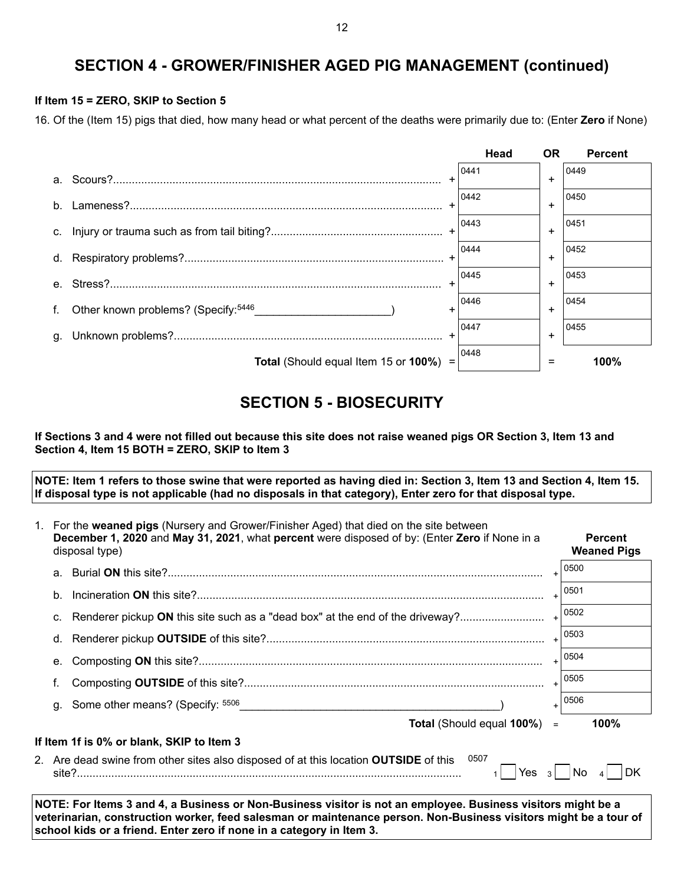## SECTION 4 - GROWER/FINISHER AGED PIG MANAGEMENT (continued)

**If Item 15 = ZERO, SKIP to Section 5**

16. Of the (Item 15) pigs that died, how many head or what percent of the deaths were primarily due to: (Enter **Zero** if None)

| | | Head | OR | Percent |
|---|---|---|---|---|
| a. Scours? | + | 0441 | + | 0449 |
| b. Lameness? | + | 0442 | + | 0450 |
| c. Injury or trauma such as from tail biting? | + | 0443 | + | 0451 |
| d. Respiratory problems? | + | 0444 | + | 0452 |
| e. Stress? | + | 0445 | + | 0453 |
| f. Other known problems? (Specify: 5446 ________________) | + | 0446 | + | 0454 |
| g. Unknown problems? | + | 0447 | + | 0455 |
| **Total** (Should equal Item 15 or **100%**) | = | 0448 | = | **100%** |

## SECTION 5 - BIOSECURITY

**If Sections 3 and 4 were not filled out because this site does not raise weaned pigs OR Section 3, Item 13 and Section 4, Item 15 BOTH = ZERO, SKIP to Item 3**

**NOTE: Item 1 refers to those swine that were reported as having died in: Section 3, Item 13 and Section 4, Item 15. If disposal type is not applicable (had no disposals in that category), Enter zero for that disposal type.**

1. For the **weaned pigs** (Nursery and Grower/Finisher Aged) that died on the site between **December 1, 2020** and **May 31, 2021**, what **percent** were disposed of by: (Enter **Zero** if None in a disposal type)

| | | Percent Weaned Pigs |
|---|---|---|
| a. Burial **ON** this site? | + | 0500 |
| b. Incineration **ON** this site? | + | 0501 |
| c. Renderer pickup **ON** this site such as a "dead box" at the end of the driveway? | + | 0502 |
| d. Renderer pickup **OUTSIDE** of this site? | + | 0503 |
| e. Composting **ON** this site? | + | 0504 |
| f. Composting **OUTSIDE** of this site? | + | 0505 |
| g. Some other means? (Specify: 5506 ________________) | + | 0506 |
| **Total** (Should equal **100%**) | = | **100%** |

**If Item 1f is 0% or blank, SKIP to Item 3**

2. Are dead swine from other sites also disposed of at this location **OUTSIDE** of this site? 0507 ☐ 1 Yes ☐ 3 No ☐ 4 DK

**NOTE: For Items 3 and 4, a Business or Non-Business visitor is not an employee. Business visitors might be a veterinarian, construction worker, feed salesman or maintenance person. Non-Business visitors might be a tour of school kids or a friend. Enter zero if none in a category in Item 3.**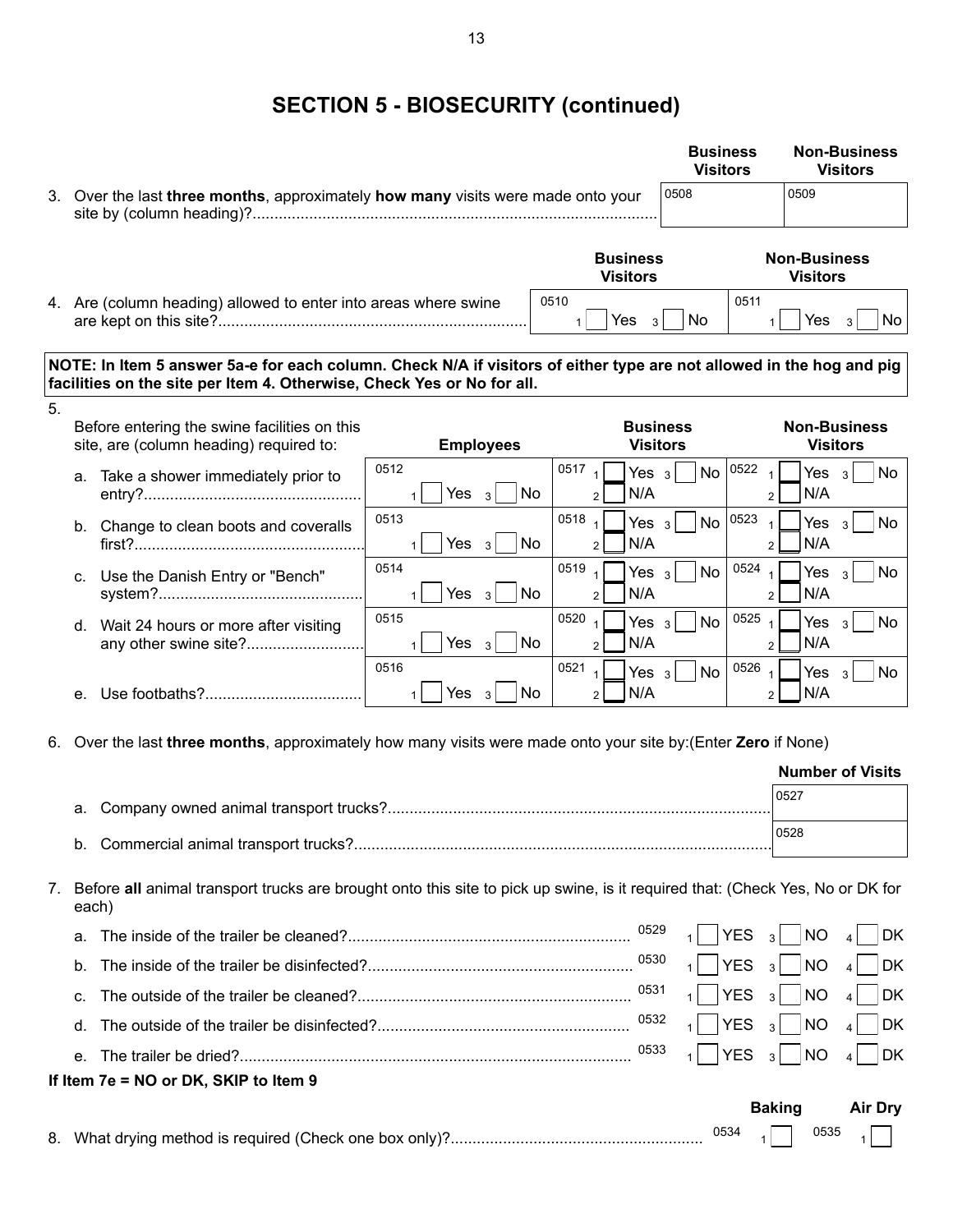# SECTION 5 - BIOSECURITY (continued)

| | Business Visitors | Non-Business Visitors |
|---|---|---|
| 3. Over the last **three months**, approximately **how many** visits were made onto your site by (column heading)? | 0508 | 0509 |

| | Business Visitors | Non-Business Visitors |
|---|---|---|
| 4. Are (column heading) allowed to enter into areas where swine are kept on this site? | 0510 ₁ ☐ Yes ₃ ☐ No | 0511 ₁ ☐ Yes ₃ ☐ No |

**NOTE: In Item 5 answer 5a-e for each column. Check N/A if visitors of either type are not allowed in the hog and pig facilities on the site per Item 4. Otherwise, Check Yes or No for all.**

| 5. Before entering the swine facilities on this site, are (column heading) required to: | Employees | Business Visitors | Non-Business Visitors |
|---|---|---|---|
| a. Take a shower immediately prior to entry? | 0512 ₁ ☐ Yes ₃ ☐ No | 0517 ₁ ☐ Yes ₃ ☐ No ₂ ☐ N/A | 0522 ₁ ☐ Yes ₃ ☐ No ₂ ☐ N/A |
| b. Change to clean boots and coveralls first? | 0513 ₁ ☐ Yes ₃ ☐ No | 0518 ₁ ☐ Yes ₃ ☐ No ₂ ☐ N/A | 0523 ₁ ☐ Yes ₃ ☐ No ₂ ☐ N/A |
| c. Use the Danish Entry or "Bench" system? | 0514 ₁ ☐ Yes ₃ ☐ No | 0519 ₁ ☐ Yes ₃ ☐ No ₂ ☐ N/A | 0524 ₁ ☐ Yes ₃ ☐ No ₂ ☐ N/A |
| d. Wait 24 hours or more after visiting any other swine site? | 0515 ₁ ☐ Yes ₃ ☐ No | 0520 ₁ ☐ Yes ₃ ☐ No ₂ ☐ N/A | 0525 ₁ ☐ Yes ₃ ☐ No ₂ ☐ N/A |
| e. Use footbaths? | 0516 ₁ ☐ Yes ₃ ☐ No | 0521 ₁ ☐ Yes ₃ ☐ No ₂ ☐ N/A | 0526 ₁ ☐ Yes ₃ ☐ No ₂ ☐ N/A |

6. Over the last **three months**, approximately how many visits were made onto your site by:(Enter **Zero** if None)

| | Number of Visits |
|---|---|
| a. Company owned animal transport trucks? | 0527 |
| b. Commercial animal transport trucks? | 0528 |

7. Before **all** animal transport trucks are brought onto this site to pick up swine, is it required that: (Check Yes, No or DK for each)

| | | | | |
|---|---|---|---|---|
| a. The inside of the trailer be cleaned? | 0529 | ₁ ☐ YES | ₃ ☐ NO | ₄ ☐ DK |
| b. The inside of the trailer be disinfected? | 0530 | ₁ ☐ YES | ₃ ☐ NO | ₄ ☐ DK |
| c. The outside of the trailer be cleaned? | 0531 | ₁ ☐ YES | ₃ ☐ NO | ₄ ☐ DK |
| d. The outside of the trailer be disinfected? | 0532 | ₁ ☐ YES | ₃ ☐ NO | ₄ ☐ DK |
| e. The trailer be dried? | 0533 | ₁ ☐ YES | ₃ ☐ NO | ₄ ☐ DK |

**If Item 7e = NO or DK, SKIP to Item 9**

| | Baking | Air Dry |
|---|---|---|
| 8. What drying method is required (Check one box only)? | 0534 ₁ ☐ | 0535 ₁ ☐ |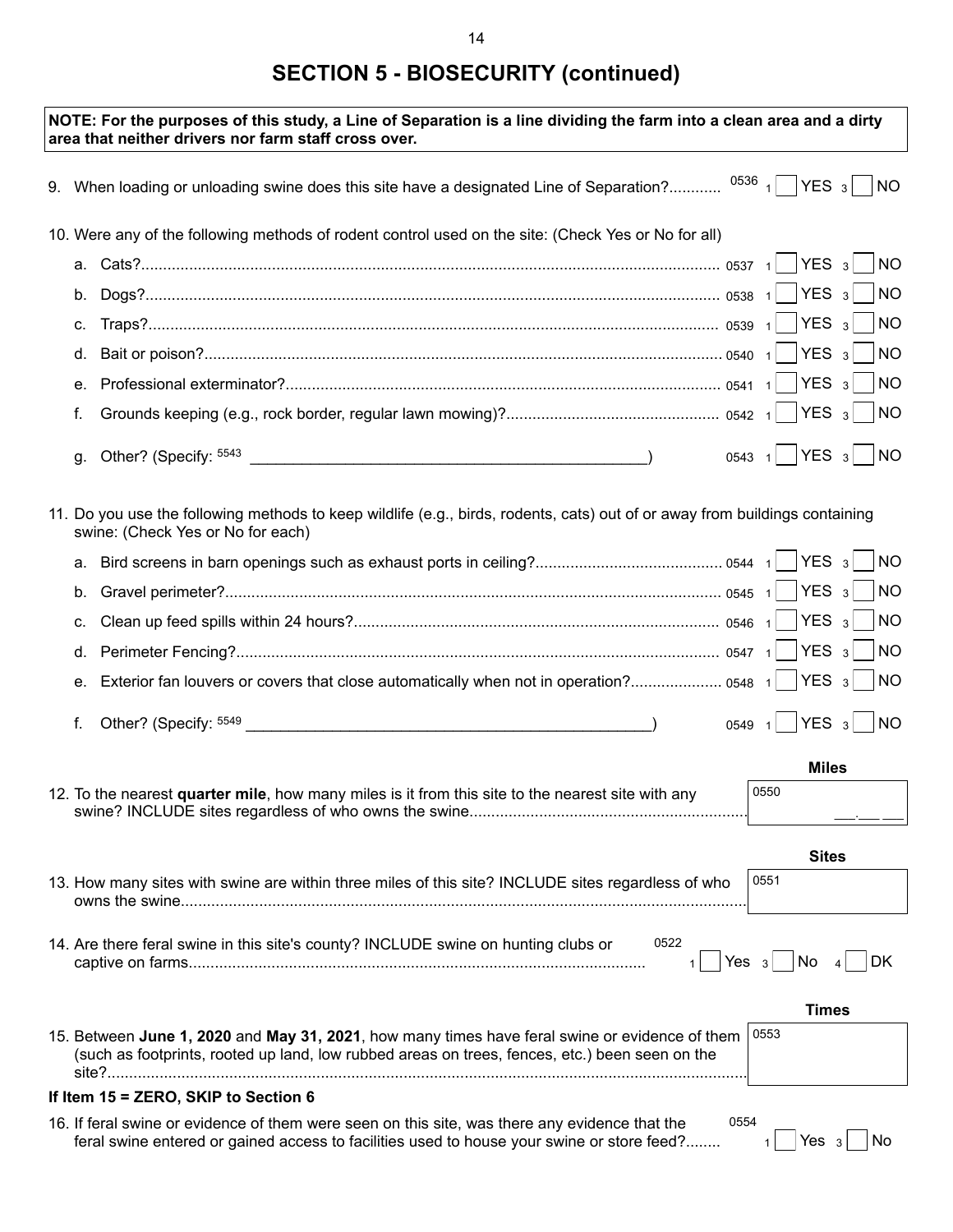## SECTION 5 - BIOSECURITY (continued)

**NOTE: For the purposes of this study, a Line of Separation is a line dividing the farm into a clean area and a dirty area that neither drivers nor farm staff cross over.**

9. When loading or unloading swine does this site have a designated Line of Separation?............ 0536 1 [ ] YES 3 [ ] NO

10. Were any of the following methods of rodent control used on the site: (Check Yes or No for all)

   a. Cats?........ 0537 1 [ ] YES 3 [ ] NO
   b. Dogs?........ 0538 1 [ ] YES 3 [ ] NO
   c. Traps?........ 0539 1 [ ] YES 3 [ ] NO
   d. Bait or poison?........ 0540 1 [ ] YES 3 [ ] NO
   e. Professional exterminator?........ 0541 1 [ ] YES 3 [ ] NO
   f. Grounds keeping (e.g., rock border, regular lawn mowing)?........ 0542 1 [ ] YES 3 [ ] NO
   g. Other? (Specify: 5543 ______________________________) 0543 1 [ ] YES 3 [ ] NO

11. Do you use the following methods to keep wildlife (e.g., birds, rodents, cats) out of or away from buildings containing swine: (Check Yes or No for each)

   a. Bird screens in barn openings such as exhaust ports in ceiling?........ 0544 1 [ ] YES 3 [ ] NO
   b. Gravel perimeter?........ 0545 1 [ ] YES 3 [ ] NO
   c. Clean up feed spills within 24 hours?........ 0546 1 [ ] YES 3 [ ] NO
   d. Perimeter Fencing?........ 0547 1 [ ] YES 3 [ ] NO
   e. Exterior fan louvers or covers that close automatically when not in operation?........ 0548 1 [ ] YES 3 [ ] NO
   f. Other? (Specify: 5549 ______________________________) 0549 1 [ ] YES 3 [ ] NO

12. To the nearest **quarter mile**, how many miles is it from this site to the nearest site with any swine? INCLUDE sites regardless of who owns the swine........ **Miles** 0550 ___.___ ___

13. How many sites with swine are within three miles of this site? INCLUDE sites regardless of who owns the swine........ **Sites** 0551 ______

14. Are there feral swine in this site's county? INCLUDE swine on hunting clubs or captive on farms........ 0522 1 [ ] Yes 3 [ ] No 4 [ ] DK

15. Between **June 1, 2020** and **May 31, 2021**, how many times have feral swine or evidence of them (such as footprints, rooted up land, low rubbed areas on trees, fences, etc.) been seen on the site?........ **Times** 0553 ______

**If Item 15 = ZERO, SKIP to Section 6**

16. If feral swine or evidence of them were seen on this site, was there any evidence that the feral swine entered or gained access to facilities used to house your swine or store feed?........ 0554 1 [ ] Yes 3 [ ] No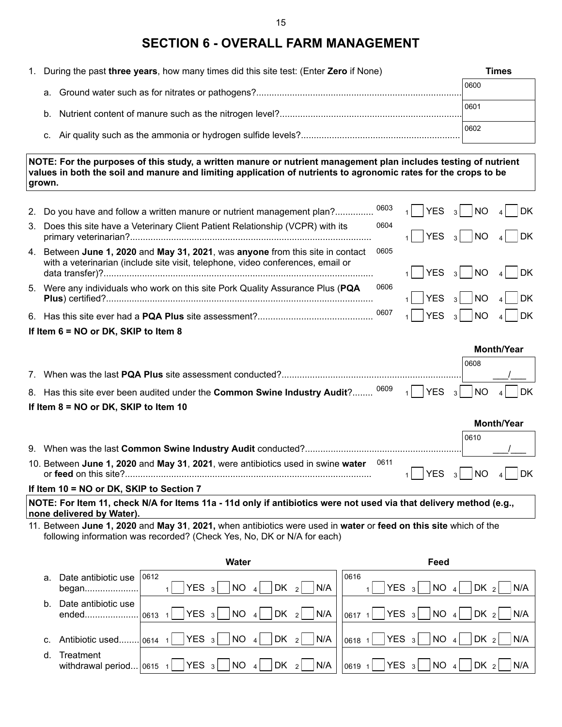# SECTION 6 - OVERALL FARM MANAGEMENT

1. During the past **three years**, how many times did this site test: (Enter **Zero** if None)

| | Times |
|---|---|
| a. Ground water such as for nitrates or pathogens? | 0600 |
| b. Nutrient content of manure such as the nitrogen level? | 0601 |
| c. Air quality such as the ammonia or hydrogen sulfide levels? | 0602 |

**NOTE: For the purposes of this study, a written manure or nutrient management plan includes testing of nutrient values in both the soil and manure and limiting application of nutrients to agronomic rates for the crops to be grown.**

2. Do you have and follow a written manure or nutrient management plan? 0603 — 1 ☐ YES 3 ☐ NO 4 ☐ DK
3. Does this site have a Veterinary Client Patient Relationship (VCPR) with its primary veterinarian? 0604 — 1 ☐ YES 3 ☐ NO 4 ☐ DK
4. Between **June 1, 2020** and **May 31, 2021**, was **anyone** from this site in contact with a veterinarian (include site visit, telephone, video conferences, email or data transfer)? 0605 — 1 ☐ YES 3 ☐ NO 4 ☐ DK
5. Were any individuals who work on this site Pork Quality Assurance Plus (**PQA Plus**) certified? 0606 — 1 ☐ YES 3 ☐ NO 4 ☐ DK
6. Has this site ever had a **PQA Plus** site assessment? 0607 — 1 ☐ YES 3 ☐ NO 4 ☐ DK

**If Item 6 = NO or DK, SKIP to Item 8**

7. When was the last **PQA Plus** site assessment conducted? **Month/Year** 0608 ___/___
8. Has this site ever been audited under the **Common Swine Industry Audit**? 0609 — 1 ☐ YES 3 ☐ NO 4 ☐ DK

**If Item 8 = NO or DK, SKIP to Item 10**

9. When was the last **Common Swine Industry Audit** conducted? **Month/Year** 0610 ___/___
10. Between **June 1, 2020** and **May 31**, **2021**, were antibiotics used in swine **water** or **feed** on this site? 0611 — 1 ☐ YES 3 ☐ NO 4 ☐ DK

**If Item 10 = NO or DK, SKIP to Section 7**

**NOTE: For Item 11, check N/A for Items 11a - 11d only if antibiotics were not used via that delivery method (e.g., none delivered by Water).**

11. Between **June 1, 2020** and **May 31**, **2021,** when antibiotics were used in **water** or **feed on this site** which of the following information was recorded? (Check Yes, No, DK or N/A for each)

| | Water | Feed |
|---|---|---|
| a. Date antibiotic use began | 0612 1 ☐ YES 3 ☐ NO 4 ☐ DK 2 ☐ N/A | 0616 1 ☐ YES 3 ☐ NO 4 ☐ DK 2 ☐ N/A |
| b. Date antibiotic use ended | 0613 1 ☐ YES 3 ☐ NO 4 ☐ DK 2 ☐ N/A | 0617 1 ☐ YES 3 ☐ NO 4 ☐ DK 2 ☐ N/A |
| c. Antibiotic used | 0614 1 ☐ YES 3 ☐ NO 4 ☐ DK 2 ☐ N/A | 0618 1 ☐ YES 3 ☐ NO 4 ☐ DK 2 ☐ N/A |
| d. Treatment withdrawal period | 0615 1 ☐ YES 3 ☐ NO 4 ☐ DK 2 ☐ N/A | 0619 1 ☐ YES 3 ☐ NO 4 ☐ DK 2 ☐ N/A |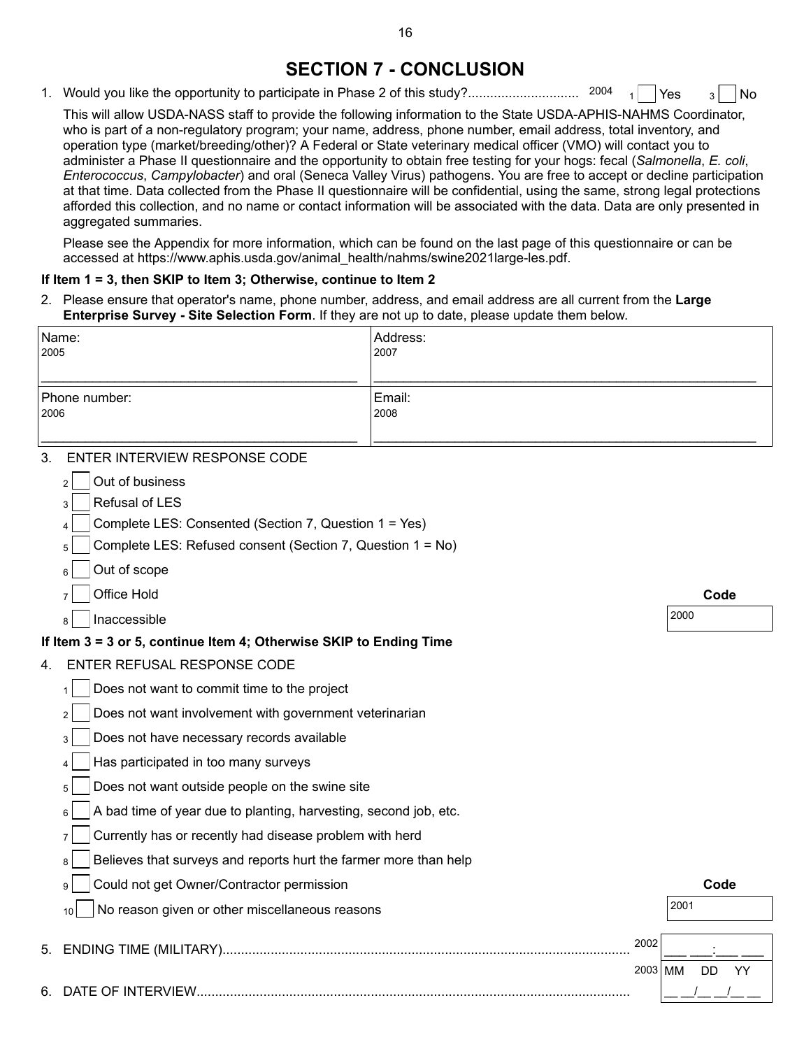# SECTION 7 - CONCLUSION

1. Would you like the opportunity to participate in Phase 2 of this study?............................. 2004 ₁☐ Yes ₃☐ No

   This will allow USDA-NASS staff to provide the following information to the State USDA-APHIS-NAHMS Coordinator, who is part of a non-regulatory program; your name, address, phone number, email address, total inventory, and operation type (market/breeding/other)? A Federal or State veterinary medical officer (VMO) will contact you to administer a Phase II questionnaire and the opportunity to obtain free testing for your hogs: fecal (*Salmonella*, *E. coli*, *Enterococcus*, *Campylobacter*) and oral (Seneca Valley Virus) pathogens. You are free to accept or decline participation at that time. Data collected from the Phase II questionnaire will be confidential, using the same, strong legal protections afforded this collection, and no name or contact information will be associated with the data. Data are only presented in aggregated summaries.

   Please see the Appendix for more information, which can be found on the last page of this questionnaire or can be accessed at https://www.aphis.usda.gov/animal_health/nahms/swine2021large-les.pdf.

**If Item 1 = 3, then SKIP to Item 3; Otherwise, continue to Item 2**

2. Please ensure that operator's name, phone number, address, and email address are all current from the **Large Enterprise Survey - Site Selection Form**. If they are not up to date, please update them below.

| Name: 2005 | Address: 2007 |
|---|---|
| Phone number: 2006 | Email: 2008 |

3. ENTER INTERVIEW RESPONSE CODE

   - 2 ☐ Out of business
   - 3 ☐ Refusal of LES
   - 4 ☐ Complete LES: Consented (Section 7, Question 1 = Yes)
   - 5 ☐ Complete LES: Refused consent (Section 7, Question 1 = No)
   - 6 ☐ Out of scope
   - 7 ☐ Office Hold
   - 8 ☐ Inaccessible

   **Code** 2000 ______

**If Item 3 = 3 or 5, continue Item 4; Otherwise SKIP to Ending Time**

4. ENTER REFUSAL RESPONSE CODE

   - 1 ☐ Does not want to commit time to the project
   - 2 ☐ Does not want involvement with government veterinarian
   - 3 ☐ Does not have necessary records available
   - 4 ☐ Has participated in too many surveys
   - 5 ☐ Does not want outside people on the swine site
   - 6 ☐ A bad time of year due to planting, harvesting, second job, etc.
   - 7 ☐ Currently has or recently had disease problem with herd
   - 8 ☐ Believes that surveys and reports hurt the farmer more than help
   - 9 ☐ Could not get Owner/Contractor permission
   - 10 ☐ No reason given or other miscellaneous reasons

   **Code** 2001 ______

5. ENDING TIME (MILITARY)............................................................................................ 2002 ___ ___:___ ___

6. DATE OF INTERVIEW.................................................................................................. 2003 MM DD YY __ __/__ __/__ __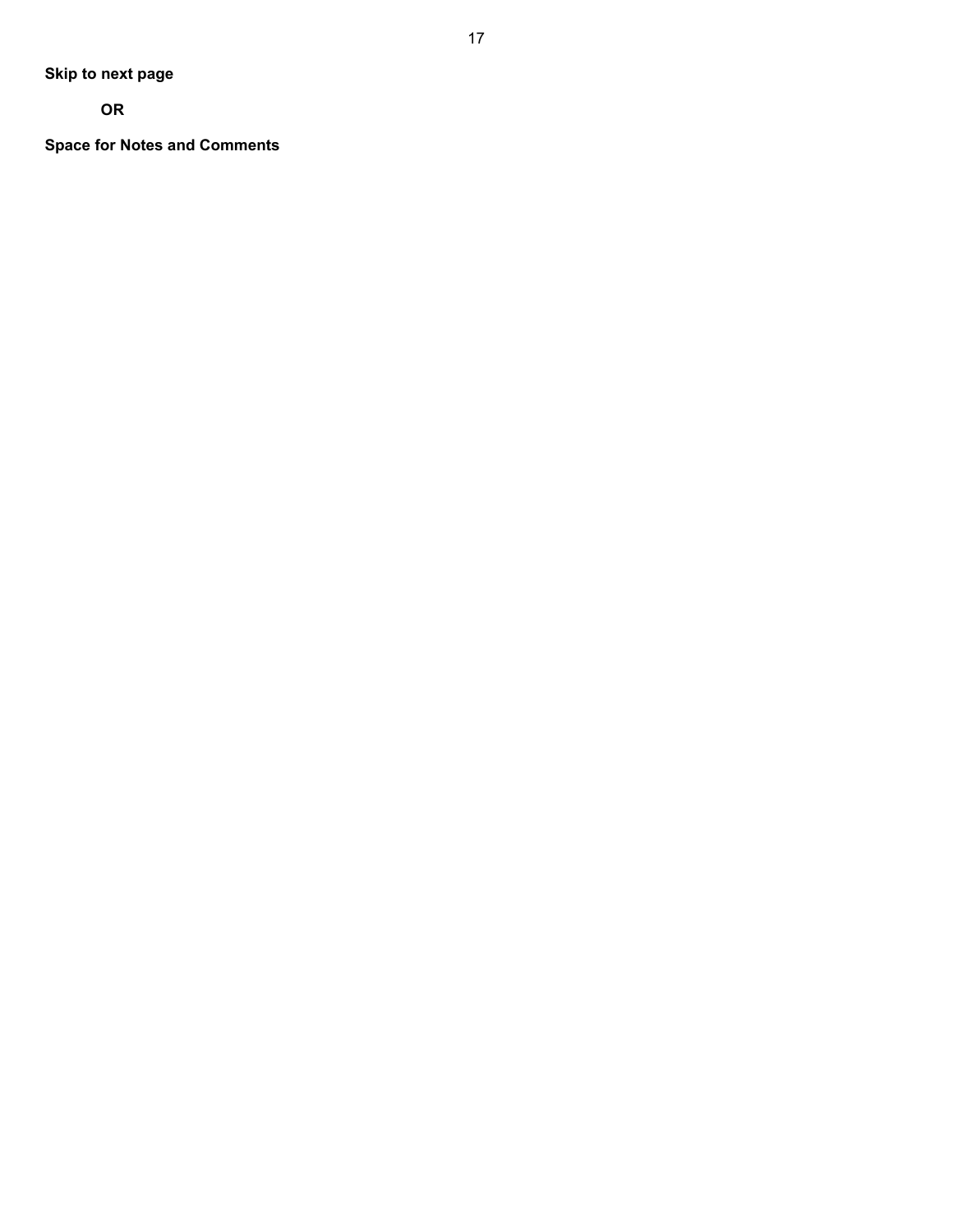**Skip to next page**

**OR**

**Space for Notes and Comments**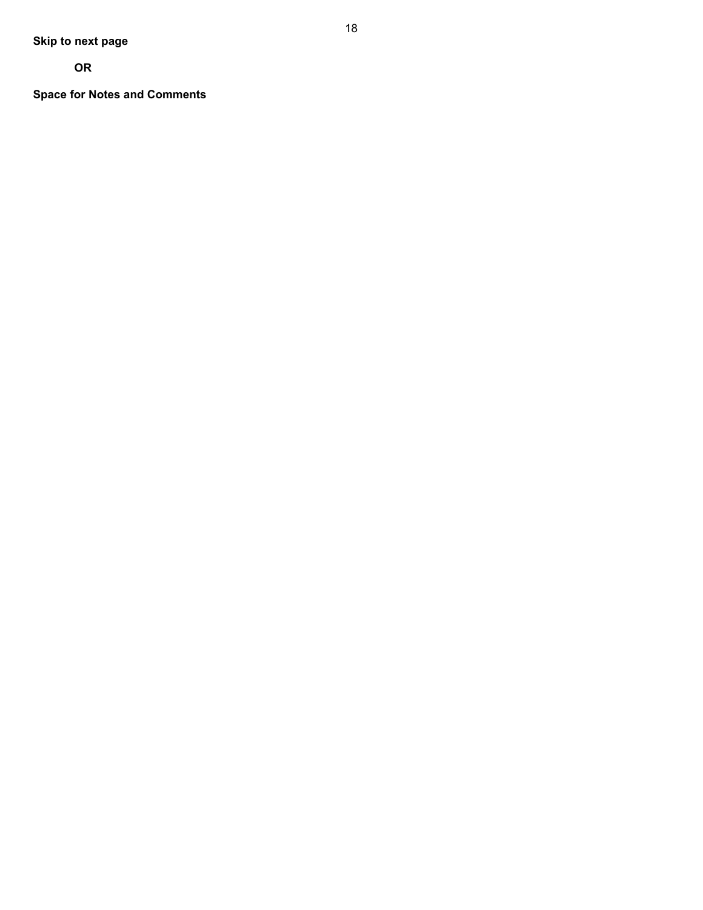**Skip to next page**

**OR**

**Space for Notes and Comments**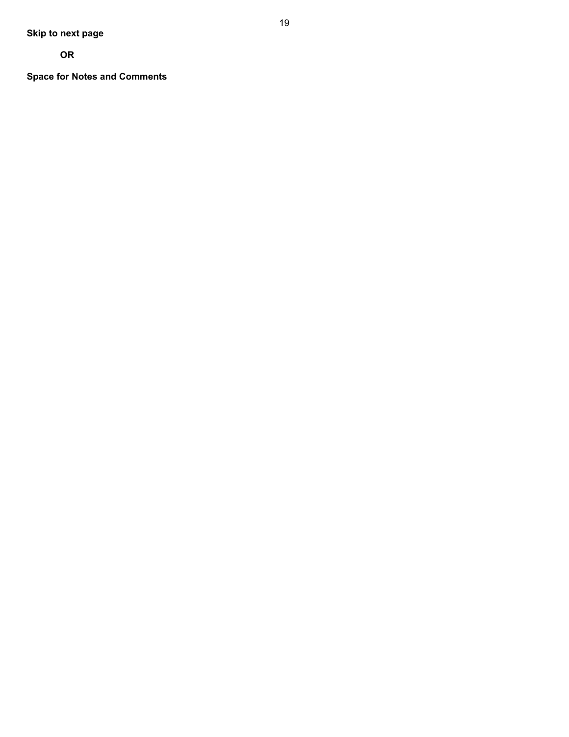**Skip to next page**

**OR**

**Space for Notes and Comments**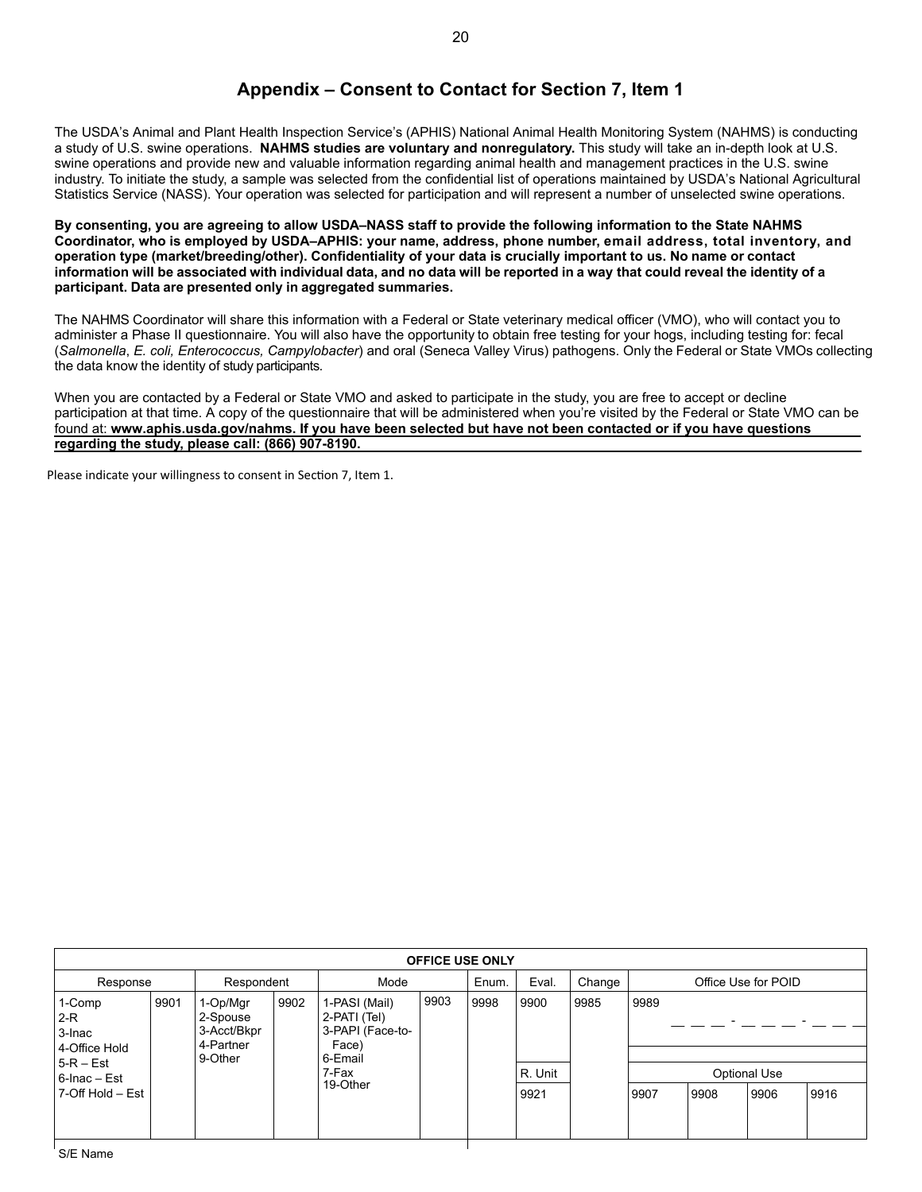# Appendix – Consent to Contact for Section 7, Item 1

The USDA's Animal and Plant Health Inspection Service's (APHIS) National Animal Health Monitoring System (NAHMS) is conducting a study of U.S. swine operations. **NAHMS studies are voluntary and nonregulatory.** This study will take an in-depth look at U.S. swine operations and provide new and valuable information regarding animal health and management practices in the U.S. swine industry. To initiate the study, a sample was selected from the confidential list of operations maintained by USDA's National Agricultural Statistics Service (NASS). Your operation was selected for participation and will represent a number of unselected swine operations.

**By consenting, you are agreeing to allow USDA–NASS staff to provide the following information to the State NAHMS Coordinator, who is employed by USDA–APHIS: your name, address, phone number, email address, total inventory, and operation type (market/breeding/other). Confidentiality of your data is crucially important to us. No name or contact information will be associated with individual data, and no data will be reported in a way that could reveal the identity of a participant. Data are presented only in aggregated summaries.**

The NAHMS Coordinator will share this information with a Federal or State veterinary medical officer (VMO), who will contact you to administer a Phase II questionnaire. You will also have the opportunity to obtain free testing for your hogs, including testing for: fecal (*Salmonella*, *E. coli, Enterococcus, Campylobacter*) and oral (Seneca Valley Virus) pathogens. Only the Federal or State VMOs collecting the data know the identity of study participants.

When you are contacted by a Federal or State VMO and asked to participate in the study, you are free to accept or decline participation at that time. A copy of the questionnaire that will be administered when you're visited by the Federal or State VMO can be found at: **www.aphis.usda.gov/nahms. If you have been selected but have not been contacted or if you have questions regarding the study, please call: (866) 907-8190.**

Please indicate your willingness to consent in Section 7, Item 1.

| OFFICE USE ONLY | | | | | | | | | | | | | |
|---|---|---|---|---|---|---|---|---|---|---|---|---|---|
| Response | | Respondent | | Mode | | Enum. | Eval. | Change | Office Use for POID | | | | |
| 1-Comp<br>2-R<br>3-Inac<br>4-Office Hold<br>5-R – Est<br>6-Inac – Est<br>7-Off Hold – Est | 9901 | 1-Op/Mgr<br>2-Spouse<br>3-Acct/Bkpr<br>4-Partner<br>9-Other | 9902 | 1-PASI (Mail)<br>2-PATI (Tel)<br>3-PAPI (Face-to-Face)<br>6-Email<br>7-Fax<br>19-Other | 9903 | 9998 | 9900 | 9985 | 9989<br>__ __ __ - __ __ __ - __ __ __ | | | | |
| | | | | | | | R. Unit | | Optional Use | | | | |
| | | | | | | | 9921 | | 9907 | 9908 | 9906 | 9916 | |

S/E Name